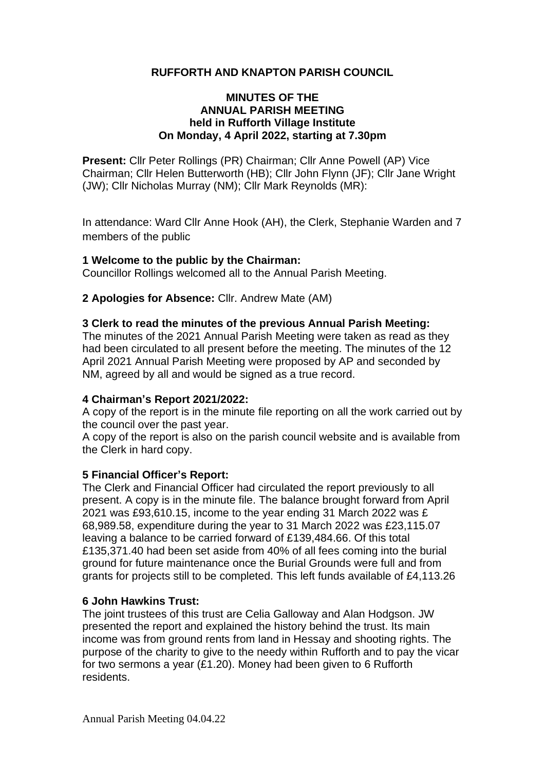**RUFFORTH AND KNAPTON PARISH COUNCIL**

**MINUTES OF THE ANNUAL PARISH MEETING held in Rufforth Village Institute On Monday, 4 April 2022, starting at 7.30pm**

**Present:** Cllr Peter Rollings (PR) Chairman; Cllr Anne Powell (AP) Vice Chairman; Cllr Helen Butterworth (HB); Cllr John Flynn (JF); Cllr Jane Wright (JW); Cllr Nicholas Murray (NM); Cllr Mark Reynolds (MR):

In attendance: Ward Cllr Anne Hook (AH), the Clerk, Stephanie Warden and 7 members of the public

**1 Welcome to the public by the Chairman:**
Councillor Rollings welcomed all to the Annual Parish Meeting.

**2 Apologies for Absence:** Cllr. Andrew Mate (AM)

**3 Clerk to read the minutes of the previous Annual Parish Meeting:**
The minutes of the 2021 Annual Parish Meeting were taken as read as they had been circulated to all present before the meeting. The minutes of the 12 April 2021 Annual Parish Meeting were proposed by AP and seconded by NM, agreed by all and would be signed as a true record.

**4 Chairman's Report 2021/2022:**
A copy of the report is in the minute file reporting on all the work carried out by the council over the past year.
A copy of the report is also on the parish council website and is available from the Clerk in hard copy.

**5 Financial Officer's Report:**
The Clerk and Financial Officer had circulated the report previously to all present. A copy is in the minute file. The balance brought forward from April 2021 was £93,610.15, income to the year ending 31 March 2022 was £ 68,989.58, expenditure during the year to 31 March 2022 was £23,115.07 leaving a balance to be carried forward of £139,484.66. Of this total £135,371.40 had been set aside from 40% of all fees coming into the burial ground for future maintenance once the Burial Grounds were full and from grants for projects still to be completed. This left funds available of £4,113.26

**6 John Hawkins Trust:**
The joint trustees of this trust are Celia Galloway and Alan Hodgson. JW presented the report and explained the history behind the trust. Its main income was from ground rents from land in Hessay and shooting rights. The purpose of the charity to give to the needy within Rufforth and to pay the vicar for two sermons a year (£1.20). Money had been given to 6 Rufforth residents.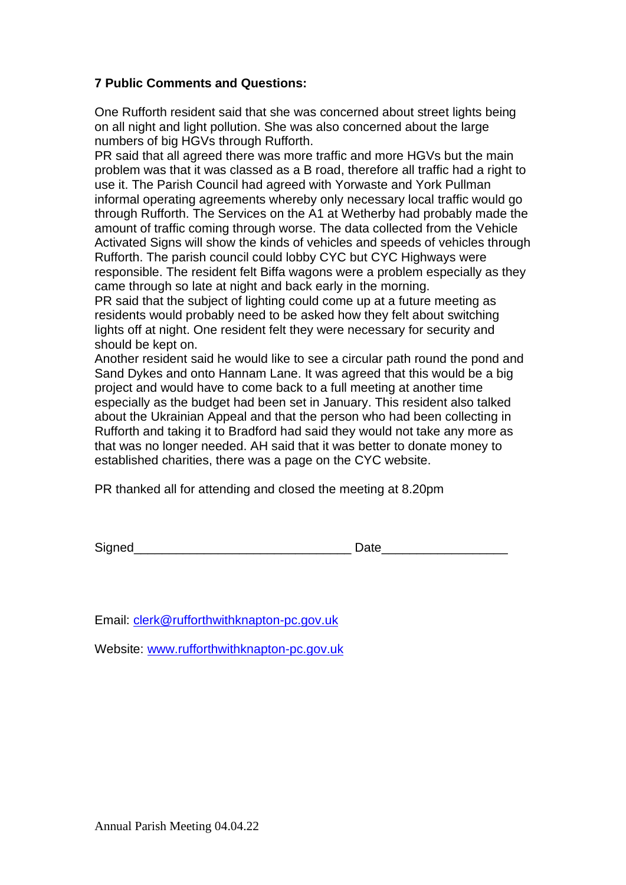**7 Public Comments and Questions:**

One Rufforth resident said that she was concerned about street lights being on all night and light pollution. She was also concerned about the large numbers of big HGVs through Rufforth.
PR said that all agreed there was more traffic and more HGVs but the main problem was that it was classed as a B road, therefore all traffic had a right to use it. The Parish Council had agreed with Yorwaste and York Pullman informal operating agreements whereby only necessary local traffic would go through Rufforth. The Services on the A1 at Wetherby had probably made the amount of traffic coming through worse. The data collected from the Vehicle Activated Signs will show the kinds of vehicles and speeds of vehicles through Rufforth. The parish council could lobby CYC but CYC Highways were responsible. The resident felt Biffa wagons were a problem especially as they came through so late at night and back early in the morning.
PR said that the subject of lighting could come up at a future meeting as residents would probably need to be asked how they felt about switching lights off at night. One resident felt they were necessary for security and should be kept on.
Another resident said he would like to see a circular path round the pond and Sand Dykes and onto Hannam Lane. It was agreed that this would be a big project and would have to come back to a full meeting at another time especially as the budget had been set in January. This resident also talked about the Ukrainian Appeal and that the person who had been collecting in Rufforth and taking it to Bradford had said they would not take any more as that was no longer needed. AH said that it was better to donate money to established charities, there was a page on the CYC website.

PR thanked all for attending and closed the meeting at 8.20pm

Signed_______________________________ Date__________________

Email: clerk@rufforthwithknapton-pc.gov.uk

Website: www.rufforthwithknapton-pc.gov.uk